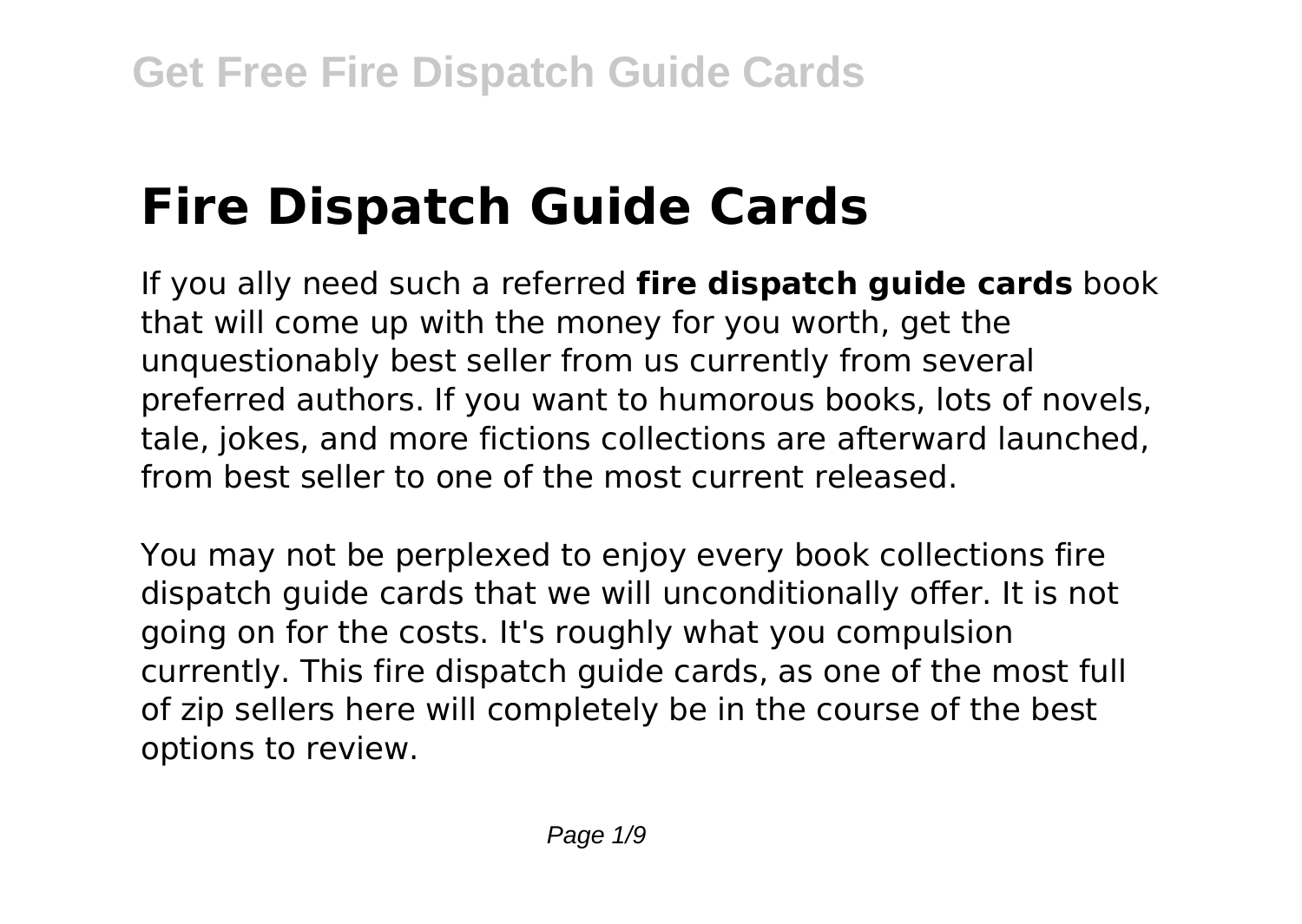# Fire Dispatch Guide Cards

If you ally need such a referred **fire dispatch guide cards** book that will come up with the money for you worth, get the unquestionably best seller from us currently from several preferred authors. If you want to humorous books, lots of novels, tale, jokes, and more fictions collections are afterward launched, from best seller to one of the most current released.

You may not be perplexed to enjoy every book collections fire dispatch guide cards that we will unconditionally offer. It is not going on for the costs. It's roughly what you compulsion currently. This fire dispatch guide cards, as one of the most full of zip sellers here will completely be in the course of the best options to review.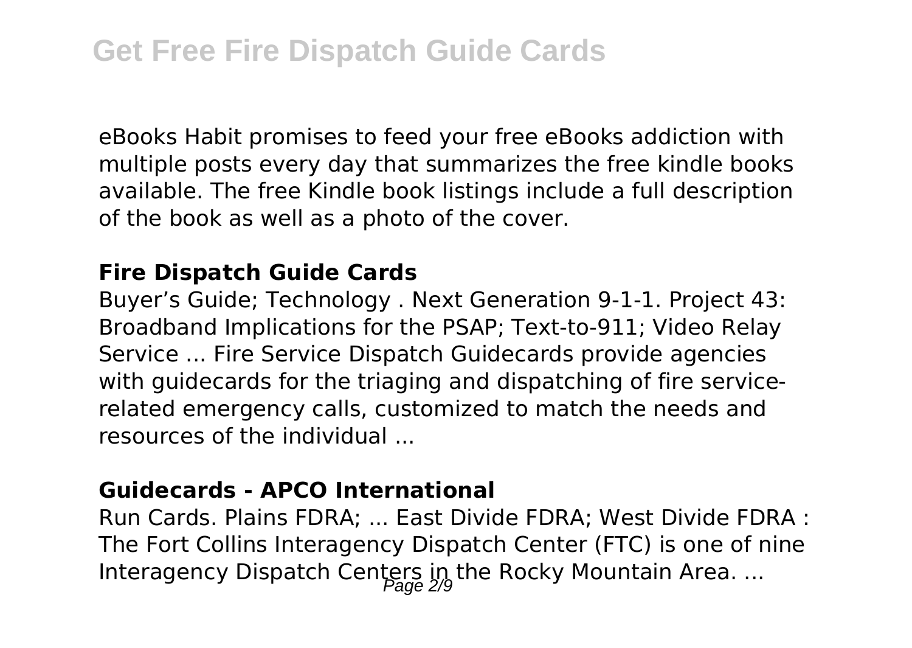eBooks Habit promises to feed your free eBooks addiction with multiple posts every day that summarizes the free kindle books available. The free Kindle book listings include a full description of the book as well as a photo of the cover.

### Fire Dispatch Guide Cards

Buyer's Guide; Technology . Next Generation 9-1-1. Project 43: Broadband Implications for the PSAP; Text-to-911; Video Relay Service ... Fire Service Dispatch Guidecards provide agencies with guidecards for the triaging and dispatching of fire service-related emergency calls, customized to match the needs and resources of the individual ...

### Guidecards - APCO International

Run Cards. Plains FDRA; ... East Divide FDRA; West Divide FDRA : The Fort Collins Interagency Dispatch Center (FTC) is one of nine Interagency Dispatch Centers in the Rocky Mountain Area. ...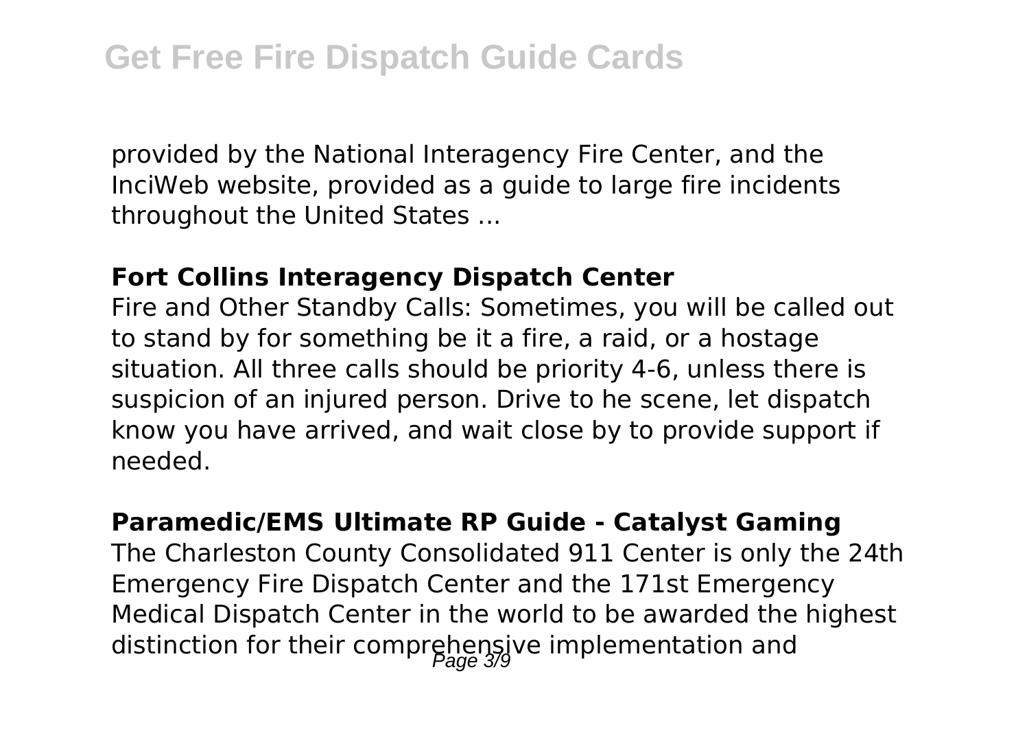provided by the National Interagency Fire Center, and the InciWeb website, provided as a guide to large fire incidents throughout the United States ...

**Fort Collins Interagency Dispatch Center**

Fire and Other Standby Calls: Sometimes, you will be called out to stand by for something be it a fire, a raid, or a hostage situation. All three calls should be priority 4-6, unless there is suspicion of an injured person. Drive to he scene, let dispatch know you have arrived, and wait close by to provide support if needed.

**Paramedic/EMS Ultimate RP Guide - Catalyst Gaming**

The Charleston County Consolidated 911 Center is only the 24th Emergency Fire Dispatch Center and the 171st Emergency Medical Dispatch Center in the world to be awarded the highest distinction for their comprehensive implementation and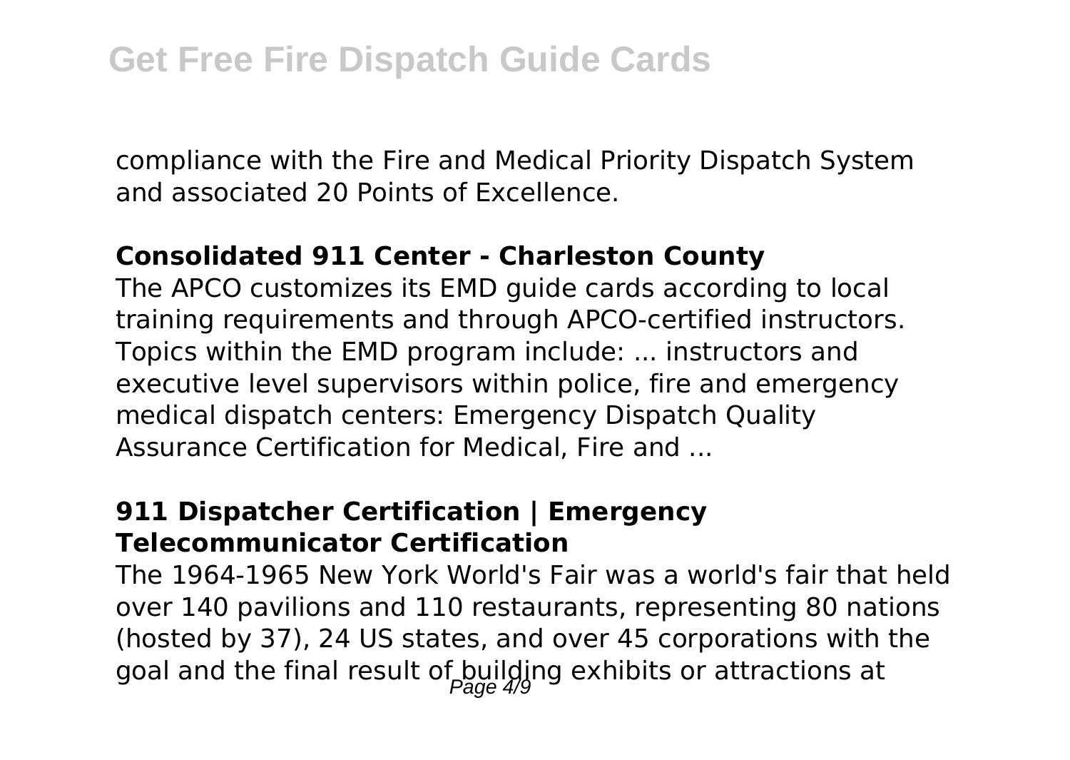compliance with the Fire and Medical Priority Dispatch System and associated 20 Points of Excellence.

### Consolidated 911 Center - Charleston County

The APCO customizes its EMD guide cards according to local training requirements and through APCO-certified instructors. Topics within the EMD program include: ... instructors and executive level supervisors within police, fire and emergency medical dispatch centers: Emergency Dispatch Quality Assurance Certification for Medical, Fire and ...

### 911 Dispatcher Certification | Emergency Telecommunicator Certification

The 1964-1965 New York World's Fair was a world's fair that held over 140 pavilions and 110 restaurants, representing 80 nations (hosted by 37), 24 US states, and over 45 corporations with the goal and the final result of building exhibits or attractions at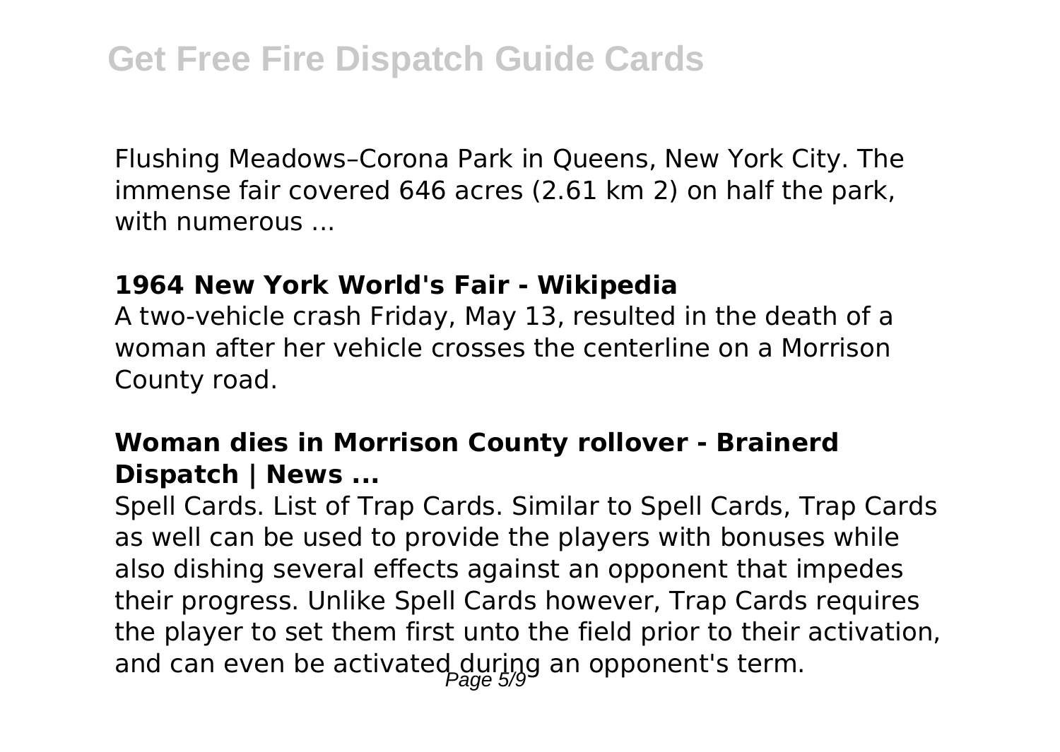Flushing Meadows–Corona Park in Queens, New York City. The immense fair covered 646 acres (2.61 km 2) on half the park, with numerous ...

**1964 New York World's Fair - Wikipedia**

A two-vehicle crash Friday, May 13, resulted in the death of a woman after her vehicle crosses the centerline on a Morrison County road.

**Woman dies in Morrison County rollover - Brainerd Dispatch | News ...**

Spell Cards. List of Trap Cards. Similar to Spell Cards, Trap Cards as well can be used to provide the players with bonuses while also dishing several effects against an opponent that impedes their progress. Unlike Spell Cards however, Trap Cards requires the player to set them first unto the field prior to their activation, and can even be activated during an opponent's term.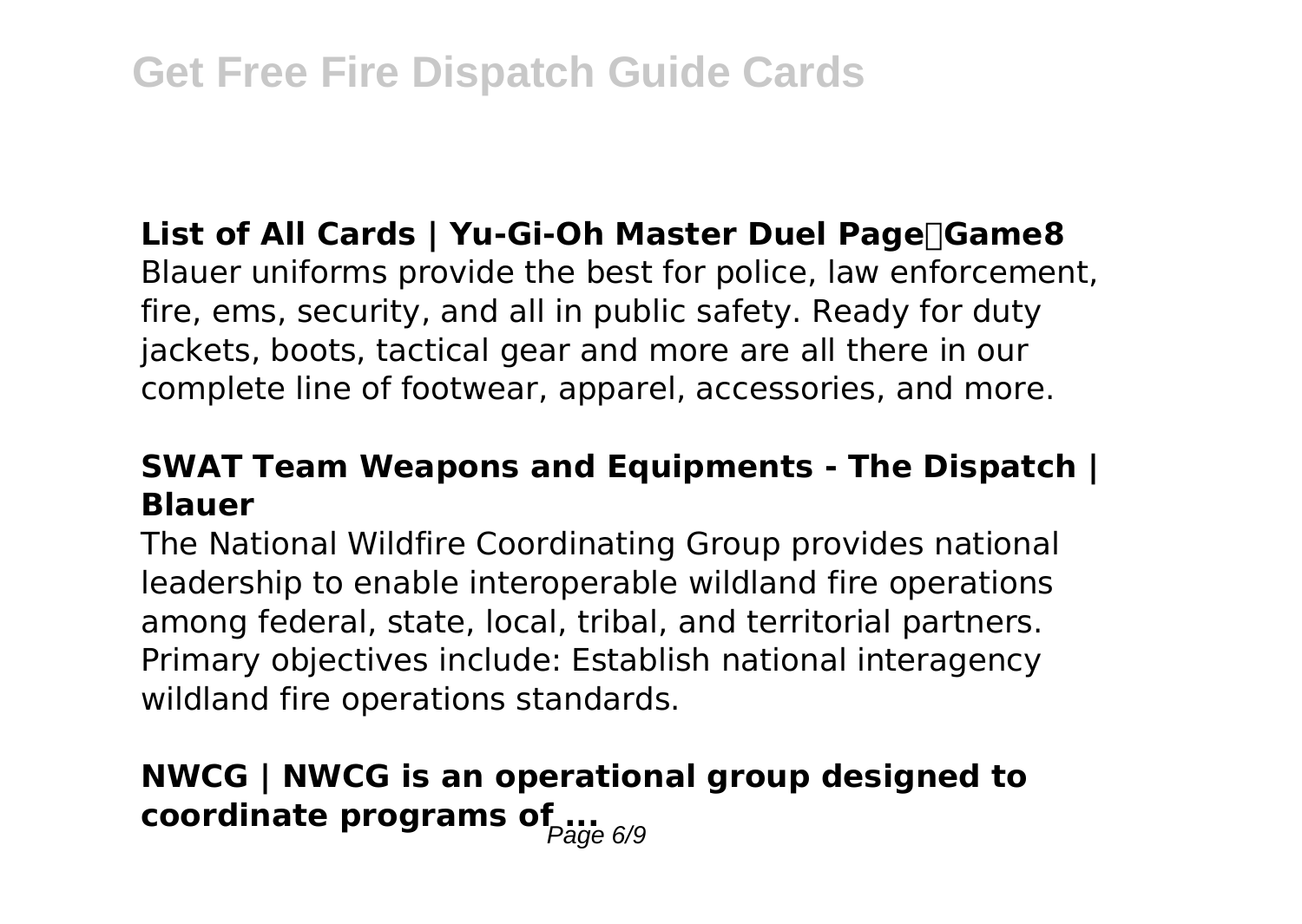**List of All Cards | Yu-Gi-Oh Master Duel Page｜Game8**

Blauer uniforms provide the best for police, law enforcement, fire, ems, security, and all in public safety. Ready for duty jackets, boots, tactical gear and more are all there in our complete line of footwear, apparel, accessories, and more.

**SWAT Team Weapons and Equipments - The Dispatch | Blauer**

The National Wildfire Coordinating Group provides national leadership to enable interoperable wildland fire operations among federal, state, local, tribal, and territorial partners. Primary objectives include: Establish national interagency wildland fire operations standards.

**NWCG | NWCG is an operational group designed to coordinate programs of ...**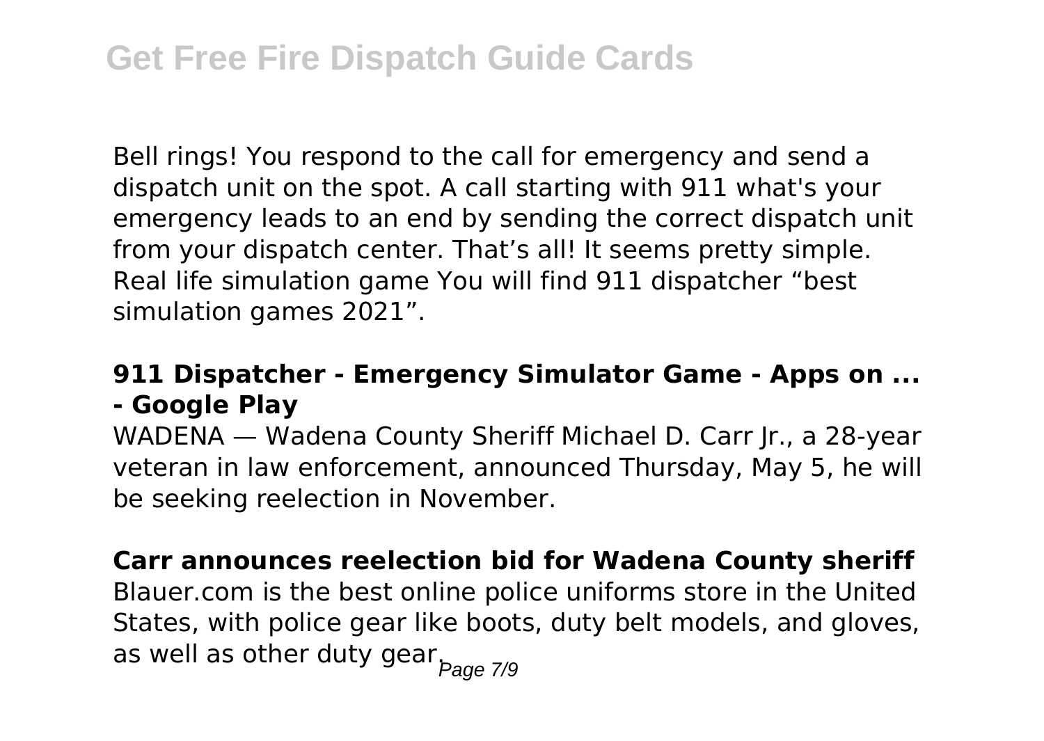Bell rings! You respond to the call for emergency and send a dispatch unit on the spot. A call starting with 911 what's your emergency leads to an end by sending the correct dispatch unit from your dispatch center. That's all! It seems pretty simple. Real life simulation game You will find 911 dispatcher "best simulation games 2021".

**911 Dispatcher - Emergency Simulator Game - Apps on ... - Google Play**

WADENA — Wadena County Sheriff Michael D. Carr Jr., a 28-year veteran in law enforcement, announced Thursday, May 5, he will be seeking reelection in November.

**Carr announces reelection bid for Wadena County sheriff**

Blauer.com is the best online police uniforms store in the United States, with police gear like boots, duty belt models, and gloves, as well as other duty gear.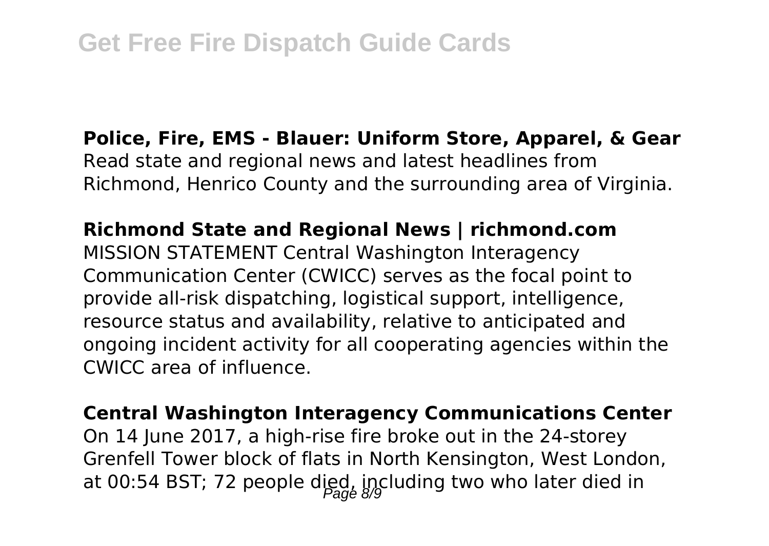**Police, Fire, EMS - Blauer: Uniform Store, Apparel, & Gear**
Read state and regional news and latest headlines from Richmond, Henrico County and the surrounding area of Virginia.

**Richmond State and Regional News | richmond.com**
MISSION STATEMENT Central Washington Interagency Communication Center (CWICC) serves as the focal point to provide all-risk dispatching, logistical support, intelligence, resource status and availability, relative to anticipated and ongoing incident activity for all cooperating agencies within the CWICC area of influence.

**Central Washington Interagency Communications Center**
On 14 June 2017, a high-rise fire broke out in the 24-storey Grenfell Tower block of flats in North Kensington, West London, at 00:54 BST; 72 people died, including two who later died in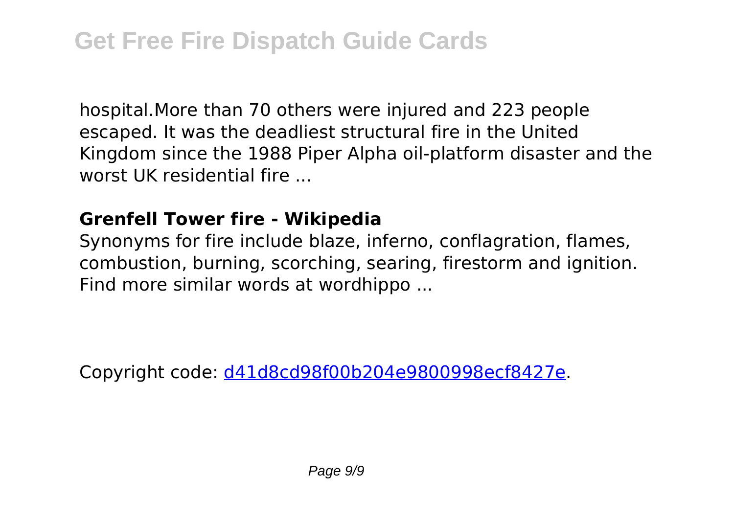hospital.More than 70 others were injured and 223 people escaped. It was the deadliest structural fire in the United Kingdom since the 1988 Piper Alpha oil-platform disaster and the worst UK residential fire ...

**Grenfell Tower fire - Wikipedia**

Synonyms for fire include blaze, inferno, conflagration, flames, combustion, burning, scorching, searing, firestorm and ignition. Find more similar words at wordhippo ...

Copyright code: d41d8cd98f00b204e9800998ecf8427e.